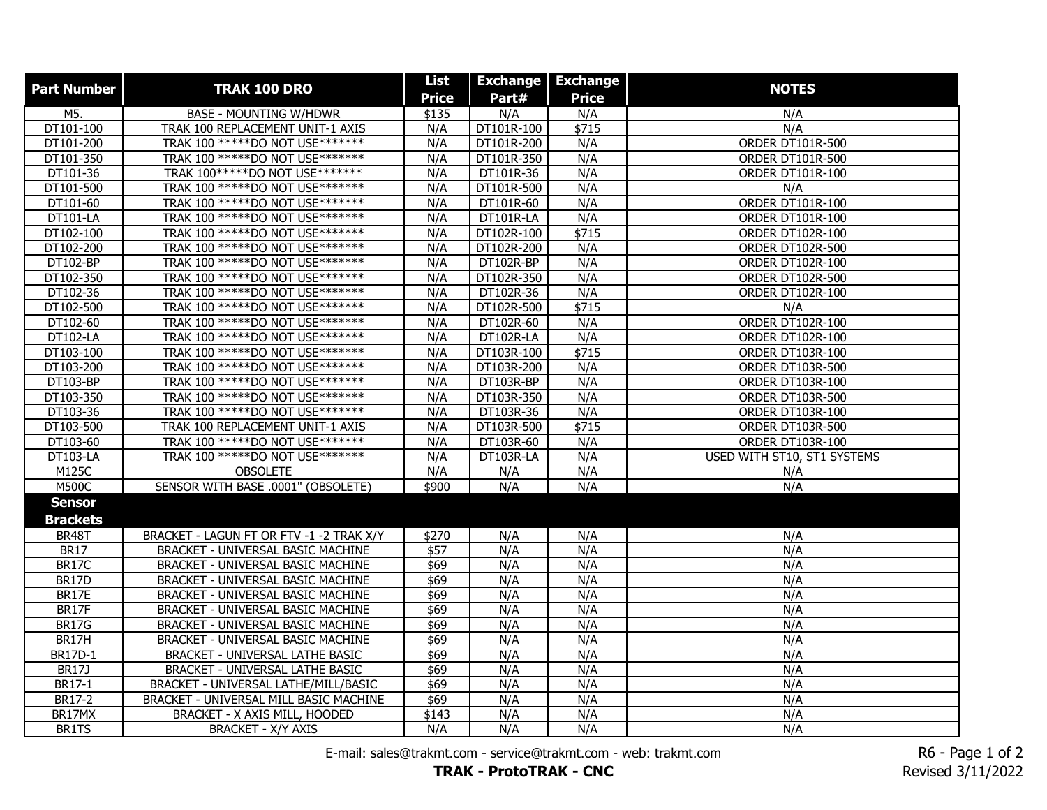| Part Number | TRAK 100 DRO | List Price | Exchange Part# | Exchange Price | NOTES |
|---|---|---|---|---|---|
| M5. | BASE - MOUNTING W/HDWR | $135 | N/A | N/A | N/A |
| DT101-100 | TRAK 100 REPLACEMENT UNIT-1 AXIS | N/A | DT101R-100 | $715 | N/A |
| DT101-200 | TRAK 100 *****DO NOT USE******* | N/A | DT101R-200 | N/A | ORDER DT101R-500 |
| DT101-350 | TRAK 100 *****DO NOT USE******* | N/A | DT101R-350 | N/A | ORDER DT101R-500 |
| DT101-36 | TRAK 100*****DO NOT USE******* | N/A | DT101R-36 | N/A | ORDER DT101R-100 |
| DT101-500 | TRAK 100 *****DO NOT USE******* | N/A | DT101R-500 | N/A | N/A |
| DT101-60 | TRAK 100 *****DO NOT USE******* | N/A | DT101R-60 | N/A | ORDER DT101R-100 |
| DT101-LA | TRAK 100 *****DO NOT USE******* | N/A | DT101R-LA | N/A | ORDER DT101R-100 |
| DT102-100 | TRAK 100 *****DO NOT USE******* | N/A | DT102R-100 | $715 | ORDER DT102R-100 |
| DT102-200 | TRAK 100 *****DO NOT USE******* | N/A | DT102R-200 | N/A | ORDER DT102R-500 |
| DT102-BP | TRAK 100 *****DO NOT USE******* | N/A | DT102R-BP | N/A | ORDER DT102R-100 |
| DT102-350 | TRAK 100 *****DO NOT USE******* | N/A | DT102R-350 | N/A | ORDER DT102R-500 |
| DT102-36 | TRAK 100 *****DO NOT USE******* | N/A | DT102R-36 | N/A | ORDER DT102R-100 |
| DT102-500 | TRAK 100 *****DO NOT USE******* | N/A | DT102R-500 | $715 | N/A |
| DT102-60 | TRAK 100 *****DO NOT USE******* | N/A | DT102R-60 | N/A | ORDER DT102R-100 |
| DT102-LA | TRAK 100 *****DO NOT USE******* | N/A | DT102R-LA | N/A | ORDER DT102R-100 |
| DT103-100 | TRAK 100 *****DO NOT USE******* | N/A | DT103R-100 | $715 | ORDER DT103R-100 |
| DT103-200 | TRAK 100 *****DO NOT USE******* | N/A | DT103R-200 | N/A | ORDER DT103R-500 |
| DT103-BP | TRAK 100 *****DO NOT USE******* | N/A | DT103R-BP | N/A | ORDER DT103R-100 |
| DT103-350 | TRAK 100 *****DO NOT USE******* | N/A | DT103R-350 | N/A | ORDER DT103R-500 |
| DT103-36 | TRAK 100 *****DO NOT USE******* | N/A | DT103R-36 | N/A | ORDER DT103R-100 |
| DT103-500 | TRAK 100 REPLACEMENT UNIT-1 AXIS | N/A | DT103R-500 | $715 | ORDER DT103R-500 |
| DT103-60 | TRAK 100 *****DO NOT USE******* | N/A | DT103R-60 | N/A | ORDER DT103R-100 |
| DT103-LA | TRAK 100 *****DO NOT USE******* | N/A | DT103R-LA | N/A | USED WITH ST10, ST1 SYSTEMS |
| M125C | OBSOLETE | N/A | N/A | N/A | N/A |
| M500C | SENSOR WITH BASE .0001" (OBSOLETE) | $900 | N/A | N/A | N/A |
| **Sensor Brackets** | | | | | |
| BR48T | BRACKET - LAGUN FT OR FTV -1 -2 TRAK X/Y | $270 | N/A | N/A | N/A |
| BR17 | BRACKET - UNIVERSAL BASIC MACHINE | $57 | N/A | N/A | N/A |
| BR17C | BRACKET - UNIVERSAL BASIC MACHINE | $69 | N/A | N/A | N/A |
| BR17D | BRACKET - UNIVERSAL BASIC MACHINE | $69 | N/A | N/A | N/A |
| BR17E | BRACKET - UNIVERSAL BASIC MACHINE | $69 | N/A | N/A | N/A |
| BR17F | BRACKET - UNIVERSAL BASIC MACHINE | $69 | N/A | N/A | N/A |
| BR17G | BRACKET - UNIVERSAL BASIC MACHINE | $69 | N/A | N/A | N/A |
| BR17H | BRACKET - UNIVERSAL BASIC MACHINE | $69 | N/A | N/A | N/A |
| BR17D-1 | BRACKET - UNIVERSAL LATHE BASIC | $69 | N/A | N/A | N/A |
| BR17J | BRACKET - UNIVERSAL LATHE BASIC | $69 | N/A | N/A | N/A |
| BR17-1 | BRACKET - UNIVERSAL LATHE/MILL/BASIC | $69 | N/A | N/A | N/A |
| BR17-2 | BRACKET - UNIVERSAL MILL BASIC MACHINE | $69 | N/A | N/A | N/A |
| BR17MX | BRACKET - X AXIS MILL, HOODED | $143 | N/A | N/A | N/A |
| BR1TS | BRACKET - X/Y AXIS | N/A | N/A | N/A | N/A |

E-mail: sales@trakmt.com - service@trakmt.com - web: trakmt.com

**TRAK - ProtoTRAK - CNC**

Revised 3/11/2022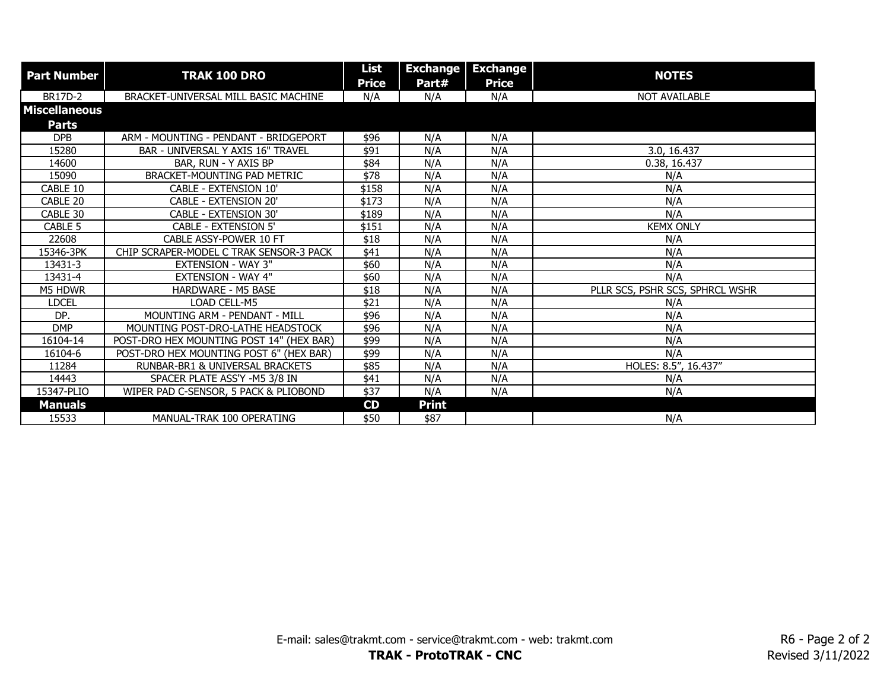| Part Number | TRAK 100 DRO | List Price | Exchange Part# | Exchange Price | NOTES |
|---|---|---|---|---|---|
| BR17D-2 | BRACKET-UNIVERSAL MILL BASIC MACHINE | N/A | N/A | N/A | NOT AVAILABLE |
| **Miscellaneous Parts** | | | | | |
| DPB | ARM - MOUNTING - PENDANT - BRIDGEPORT | $96 | N/A | N/A | |
| 15280 | BAR - UNIVERSAL Y AXIS 16" TRAVEL | $91 | N/A | N/A | 3.0, 16.437 |
| 14600 | BAR, RUN - Y AXIS BP | $84 | N/A | N/A | 0.38, 16.437 |
| 15090 | BRACKET-MOUNTING PAD METRIC | $78 | N/A | N/A | N/A |
| CABLE 10 | CABLE - EXTENSION 10' | $158 | N/A | N/A | N/A |
| CABLE 20 | CABLE - EXTENSION 20' | $173 | N/A | N/A | N/A |
| CABLE 30 | CABLE - EXTENSION 30' | $189 | N/A | N/A | N/A |
| CABLE 5 | CABLE - EXTENSION 5' | $151 | N/A | N/A | KEMX ONLY |
| 22608 | CABLE ASSY-POWER 10 FT | $18 | N/A | N/A | N/A |
| 15346-3PK | CHIP SCRAPER-MODEL C TRAK SENSOR-3 PACK | $41 | N/A | N/A | N/A |
| 13431-3 | EXTENSION - WAY 3" | $60 | N/A | N/A | N/A |
| 13431-4 | EXTENSION - WAY 4" | $60 | N/A | N/A | N/A |
| M5 HDWR | HARDWARE - M5 BASE | $18 | N/A | N/A | PLLR SCS, PSHR SCS, SPHRCL WSHR |
| LDCEL | LOAD CELL-M5 | $21 | N/A | N/A | N/A |
| DP. | MOUNTING ARM - PENDANT - MILL | $96 | N/A | N/A | N/A |
| DMP | MOUNTING POST-DRO-LATHE HEADSTOCK | $96 | N/A | N/A | N/A |
| 16104-14 | POST-DRO HEX MOUNTING POST 14" (HEX BAR) | $99 | N/A | N/A | N/A |
| 16104-6 | POST-DRO HEX MOUNTING POST 6" (HEX BAR) | $99 | N/A | N/A | N/A |
| 11284 | RUNBAR-BR1 & UNIVERSAL BRACKETS | $85 | N/A | N/A | HOLES: 8.5", 16.437" |
| 14443 | SPACER PLATE ASS'Y -M5 3/8 IN | $41 | N/A | N/A | N/A |
| 15347-PLIO | WIPER PAD C-SENSOR, 5 PACK & PLIOBOND | $37 | N/A | N/A | N/A |
| **Manuals** | | **CD** | **Print** | | |
| 15533 | MANUAL-TRAK 100 OPERATING | $50 | $87 | | N/A |

E-mail: sales@trakmt.com - service@trakmt.com - web: trakmt.com

**TRAK - ProtoTRAK - CNC**

R6

Revised 3/11/2022